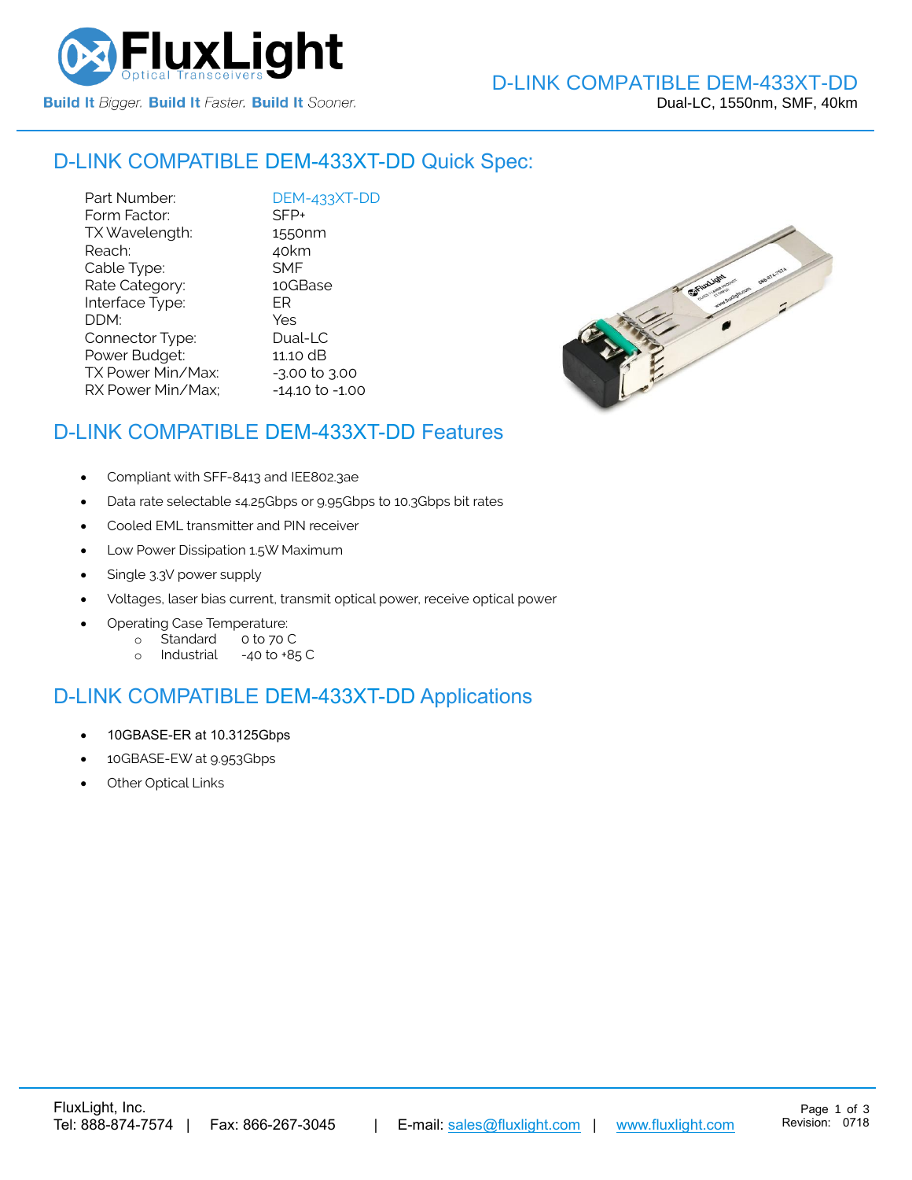# D-LINK COMPATIBLE DEM-433XT-DD

Dual-LC, 1550nm, SMF, 40km

## D-LINK COMPATIBLE DEM-433XT-DD Quick Spec:

| | |
|---|---|
| Part Number: | DEM-433XT-DD |
| Form Factor: | SFP+ |
| TX Wavelength: | 1550nm |
| Reach: | 40km |
| Cable Type: | SMF |
| Rate Category: | 10GBase |
| Interface Type: | ER |
| DDM: | Yes |
| Connector Type: | Dual-LC |
| Power Budget: | 11.10 dB |
| TX Power Min/Max: | -3.00 to 3.00 |
| RX Power Min/Max; | -14.10 to -1.00 |

## D-LINK COMPATIBLE DEM-433XT-DD Features

- Compliant with SFF-8413 and IEE802.3ae
- Data rate selectable ≤4.25Gbps or 9.95Gbps to 10.3Gbps bit rates
- Cooled EML transmitter and PIN receiver
- Low Power Dissipation 1.5W Maximum
- Single 3.3V power supply
- Voltages, laser bias current, transmit optical power, receive optical power
- Operating Case Temperature:
  - Standard 0 to 70 C
  - Industrial -40 to +85 C

## D-LINK COMPATIBLE DEM-433XT-DD Applications

- 10GBASE-ER at 10.3125Gbps
- 10GBASE-EW at 9.953Gbps
- Other Optical Links

FluxLight, Inc.
Tel: 888-874-7574 | Fax: 866-267-3045 | E-mail: sales@fluxlight.com | www.fluxlight.com

Revision: 0718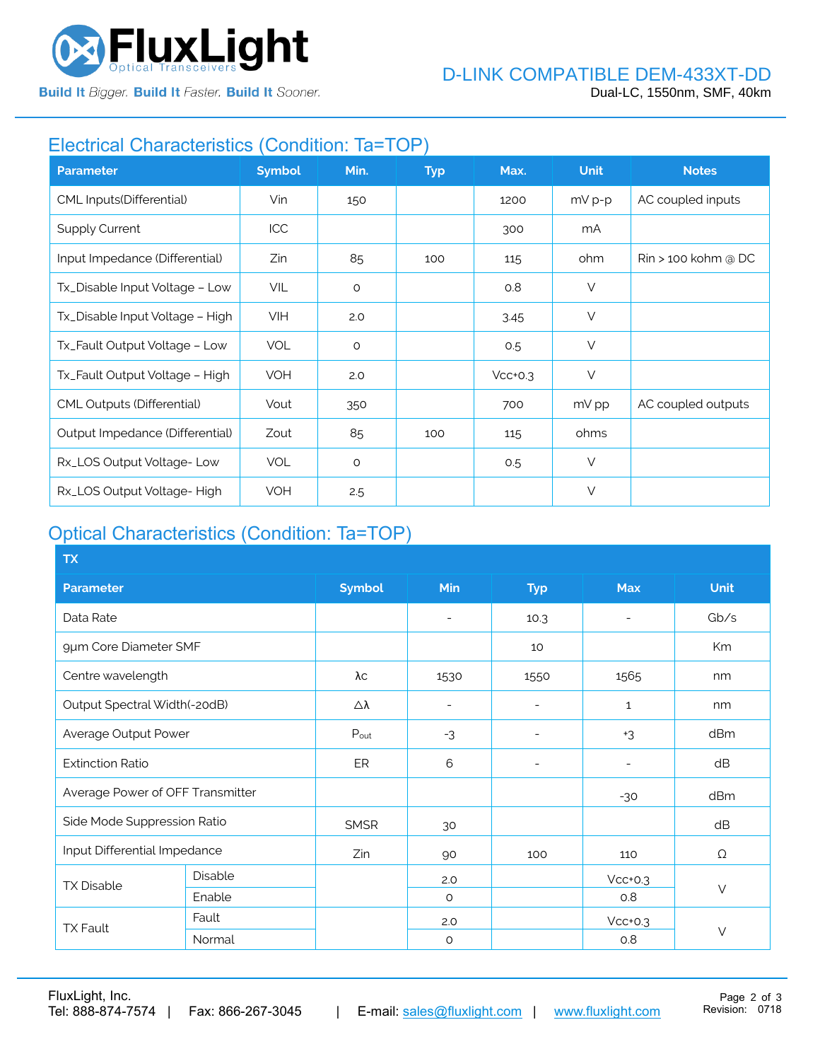## Electrical Characteristics (Condition: Ta=TOP)

| Parameter | Symbol | Min. | Typ | Max. | Unit | Notes |
|---|---|---|---|---|---|---|
| CML Inputs(Differential) | Vin | 150 | | 1200 | mV p-p | AC coupled inputs |
| Supply Current | ICC | | | 300 | mA | |
| Input Impedance (Differential) | Zin | 85 | 100 | 115 | ohm | Rin > 100 kohm @ DC |
| Tx_Disable Input Voltage – Low | VIL | 0 | | 0.8 | V | |
| Tx_Disable Input Voltage – High | VIH | 2.0 | | 3.45 | V | |
| Tx_Fault Output Voltage – Low | VOL | 0 | | 0.5 | V | |
| Tx_Fault Output Voltage – High | VOH | 2.0 | | Vcc+0.3 | V | |
| CML Outputs (Differential) | Vout | 350 | | 700 | mV pp | AC coupled outputs |
| Output Impedance (Differential) | Zout | 85 | 100 | 115 | ohms | |
| Rx_LOS Output Voltage- Low | VOL | 0 | | 0.5 | V | |
| Rx_LOS Output Voltage- High | VOH | 2.5 | | | V | |

## Optical Characteristics (Condition: Ta=TOP)

| TX | | | | | | |
|---|---|---|---|---|---|---|
| **Parameter** | | **Symbol** | **Min** | **Typ** | **Max** | **Unit** |
| Data Rate | | | - | 10.3 | - | Gb/s |
| 9μm Core Diameter SMF | | | | 10 | | Km |
| Centre wavelength | | λc | 1530 | 1550 | 1565 | nm |
| Output Spectral Width(-20dB) | | Δλ | - | - | 1 | nm |
| Average Output Power | | $P_{out}$ | -3 | - | +3 | dBm |
| Extinction Ratio | | ER | 6 | - | - | dB |
| Average Power of OFF Transmitter | | | | | -30 | dBm |
| Side Mode Suppression Ratio | | SMSR | 30 | | | dB |
| Input Differential Impedance | | Zin | 90 | 100 | 110 | Ω |
| TX Disable | Disable | | 2.0 | | Vcc+0.3 | V |
| | Enable | | 0 | | 0.8 | |
| TX Fault | Fault | | 2.0 | | Vcc+0.3 | V |
| | Normal | | 0 | | 0.8 | |

FluxLight, Inc.
Tel: 888-874-7574 | Fax: 866-267-3045 | E-mail: sales@fluxlight.com | www.fluxlight.com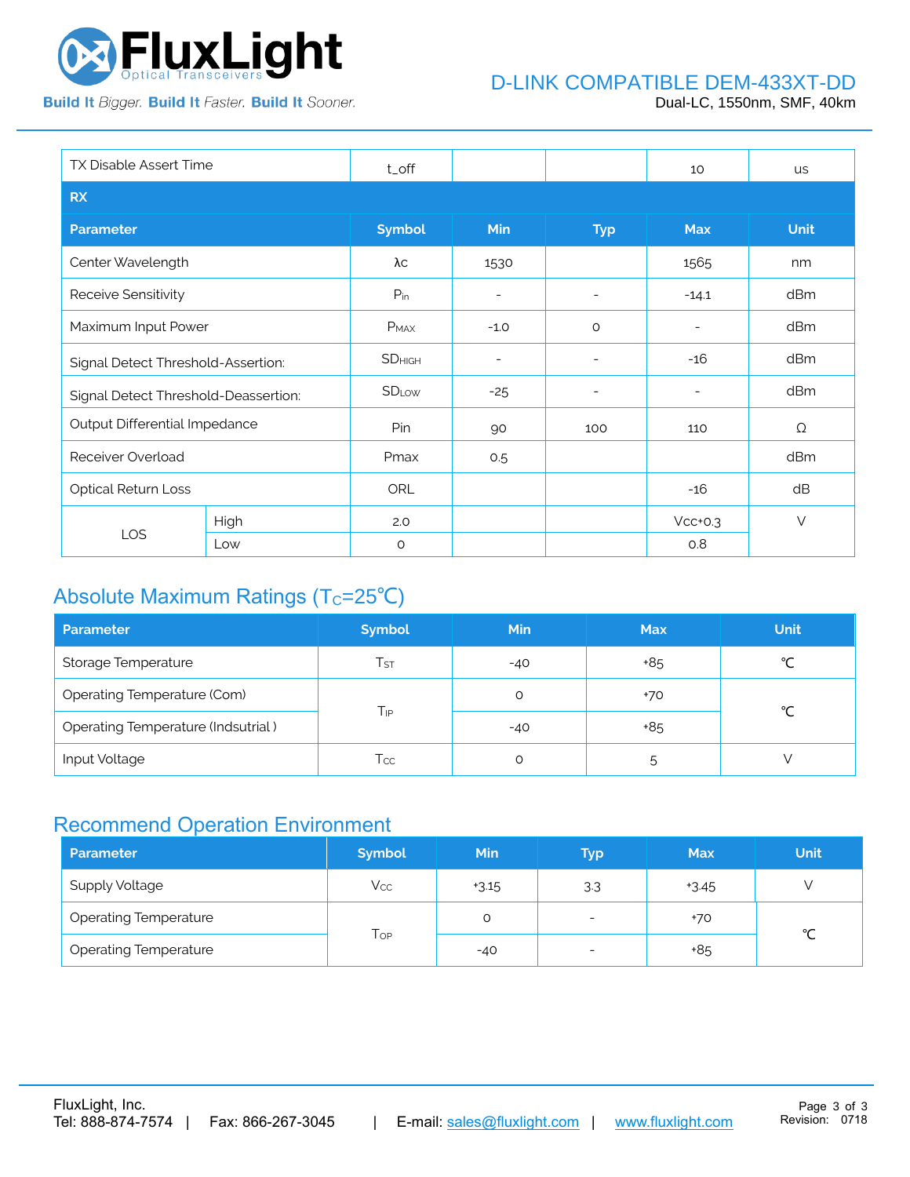| | | | | | |
|---|---|---|---|---|---|
| TX Disable Assert Time | t_off | | | 10 | us |
| **RX** | | | | | |
| **Parameter** | **Symbol** | **Min** | **Typ** | **Max** | **Unit** |
| Center Wavelength | λc | 1530 | | 1565 | nm |
| Receive Sensitivity | $P_{in}$ | - | - | -14.1 | dBm |
| Maximum Input Power | $P_{MAX}$ | -1.0 | 0 | - | dBm |
| Signal Detect Threshold-Assertion: | $SD_{HIGH}$ | - | - | -16 | dBm |
| Signal Detect Threshold-Deassertion: | $SD_{LOW}$ | -25 | - | - | dBm |
| Output Differential Impedance | Pin | 90 | 100 | 110 | Ω |
| Receiver Overload | Pmax | 0.5 | | | dBm |
| Optical Return Loss | ORL | | | -16 | dB |
| LOS High | 2.0 | | | Vcc+0.3 | V |
| LOS Low | 0 | | | 0.8 | |

## Absolute Maximum Ratings ($T_C$=25℃)

| Parameter | Symbol | Min | Max | Unit |
|---|---|---|---|---|
| Storage Temperature | $T_{ST}$ | -40 | +85 | ℃ |
| Operating Temperature (Com) | $T_{IP}$ | 0 | +70 | ℃ |
| Operating Temperature (Indsutrial ) | | -40 | +85 | |
| Input Voltage | $T_{CC}$ | 0 | 5 | V |

## Recommend Operation Environment

| Parameter | Symbol | Min | Typ | Max | Unit |
|---|---|---|---|---|---|
| Supply Voltage | $V_{CC}$ | +3.15 | 3.3 | +3.45 | V |
| Operating Temperature | $T_{OP}$ | 0 | - | +70 | ℃ |
| Operating Temperature | | -40 | - | +85 | |

FluxLight, Inc.
Tel: 888-874-7574 | Fax: 866-267-3045 | E-mail: sales@fluxlight.com | www.fluxlight.com